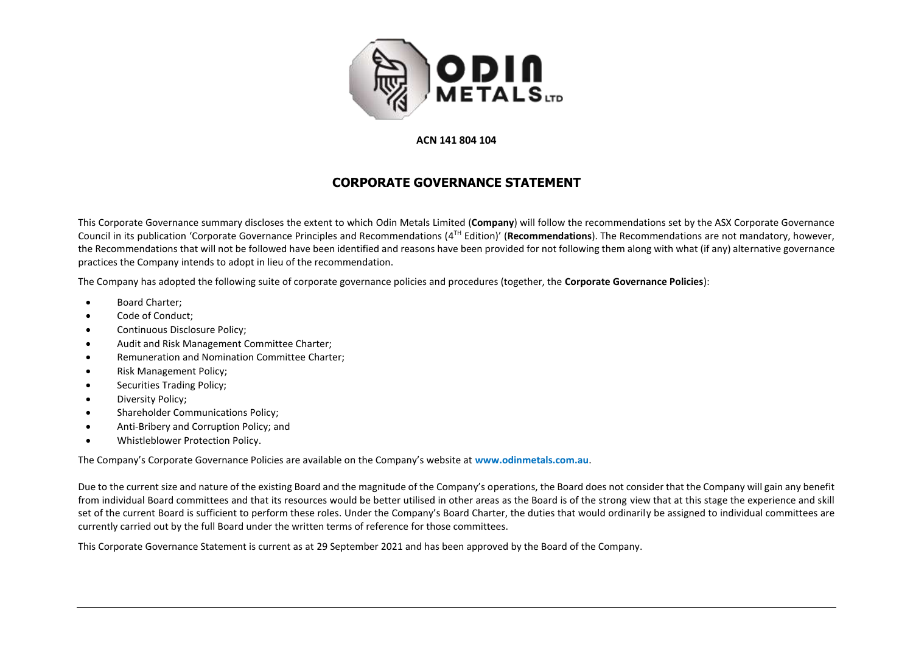**ACN 141 804 104**

# CORPORATE GOVERNANCE STATEMENT

This Corporate Governance summary discloses the extent to which Odin Metals Limited (**Company**) will follow the recommendations set by the ASX Corporate Governance Council in its publication 'Corporate Governance Principles and Recommendations (4TH Edition)' (**Recommendations**). The Recommendations are not mandatory, however, the Recommendations that will not be followed have been identified and reasons have been provided for not following them along with what (if any) alternative governance practices the Company intends to adopt in lieu of the recommendation.

The Company has adopted the following suite of corporate governance policies and procedures (together, the **Corporate Governance Policies**):

- Board Charter;
- Code of Conduct;
- Continuous Disclosure Policy;
- Audit and Risk Management Committee Charter;
- Remuneration and Nomination Committee Charter;
- Risk Management Policy;
- Securities Trading Policy;
- Diversity Policy;
- Shareholder Communications Policy;
- Anti-Bribery and Corruption Policy; and
- Whistleblower Protection Policy.

The Company's Corporate Governance Policies are available on the Company's website at **www.odinmetals.com.au**.

Due to the current size and nature of the existing Board and the magnitude of the Company's operations, the Board does not consider that the Company will gain any benefit from individual Board committees and that its resources would be better utilised in other areas as the Board is of the strong view that at this stage the experience and skill set of the current Board is sufficient to perform these roles. Under the Company's Board Charter, the duties that would ordinarily be assigned to individual committees are currently carried out by the full Board under the written terms of reference for those committees.

This Corporate Governance Statement is current as at 29 September 2021 and has been approved by the Board of the Company.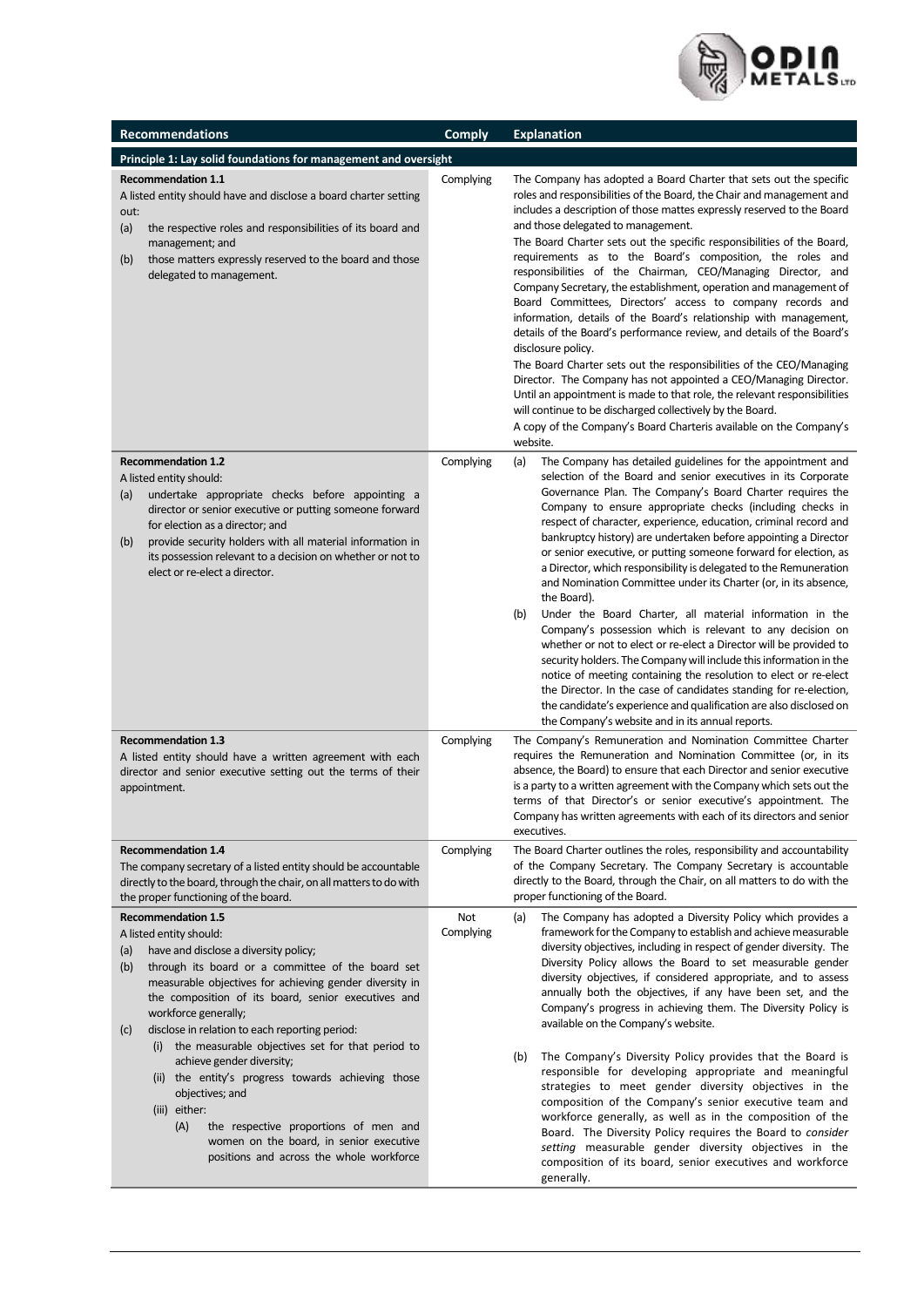| Recommendations | Comply | Explanation |
|---|---|---|
| **Principle 1: Lay solid foundations for management and oversight** | | |
| **Recommendation 1.1**<br>A listed entity should have and disclose a board charter setting out:<br>(a) the respective roles and responsibilities of its board and management; and<br>(b) those matters expressly reserved to the board and those delegated to management. | Complying | The Company has adopted a Board Charter that sets out the specific roles and responsibilities of the Board, the Chair and management and includes a description of those mattes expressly reserved to the Board and those delegated to management.<br>The Board Charter sets out the specific responsibilities of the Board, requirements as to the Board's composition, the roles and responsibilities of the Chairman, CEO/Managing Director, and Company Secretary, the establishment, operation and management of Board Committees, Directors' access to company records and information, details of the Board's relationship with management, details of the Board's performance review, and details of the Board's disclosure policy.<br>The Board Charter sets out the responsibilities of the CEO/Managing Director. The Company has not appointed a CEO/Managing Director. Until an appointment is made to that role, the relevant responsibilities will continue to be discharged collectively by the Board.<br>A copy of the Company's Board Charteris available on the Company's website. |
| **Recommendation 1.2**<br>A listed entity should:<br>(a) undertake appropriate checks before appointing a director or senior executive or putting someone forward for election as a director; and<br>(b) provide security holders with all material information in its possession relevant to a decision on whether or not to elect or re-elect a director. | Complying | (a) The Company has detailed guidelines for the appointment and selection of the Board and senior executives in its Corporate Governance Plan. The Company's Board Charter requires the Company to ensure appropriate checks (including checks in respect of character, experience, education, criminal record and bankruptcy history) are undertaken before appointing a Director or senior executive, or putting someone forward for election, as a Director, which responsibility is delegated to the Remuneration and Nomination Committee under its Charter (or, in its absence, the Board).<br>(b) Under the Board Charter, all material information in the Company's possession which is relevant to any decision on whether or not to elect or re-elect a Director will be provided to security holders. The Company will include this information in the notice of meeting containing the resolution to elect or re-elect the Director. In the case of candidates standing for re-election, the candidate's experience and qualification are also disclosed on the Company's website and in its annual reports. |
| **Recommendation 1.3**<br>A listed entity should have a written agreement with each director and senior executive setting out the terms of their appointment. | Complying | The Company's Remuneration and Nomination Committee Charter requires the Remuneration and Nomination Committee (or, in its absence, the Board) to ensure that each Director and senior executive is a party to a written agreement with the Company which sets out the terms of that Director's or senior executive's appointment. The Company has written agreements with each of its directors and senior executives. |
| **Recommendation 1.4**<br>The company secretary of a listed entity should be accountable directly to the board, through the chair, on all matters to do with the proper functioning of the board. | Complying | The Board Charter outlines the roles, responsibility and accountability of the Company Secretary. The Company Secretary is accountable directly to the Board, through the Chair, on all matters to do with the proper functioning of the Board. |
| **Recommendation 1.5**<br>A listed entity should:<br>(a) have and disclose a diversity policy;<br>(b) through its board or a committee of the board set measurable objectives for achieving gender diversity in the composition of its board, senior executives and workforce generally;<br>(c) disclose in relation to each reporting period:<br>(i) the measurable objectives set for that period to achieve gender diversity;<br>(ii) the entity's progress towards achieving those objectives; and<br>(iii) either:<br>(A) the respective proportions of men and women on the board, in senior executive positions and across the whole workforce | Not Complying | (a) The Company has adopted a Diversity Policy which provides a framework for the Company to establish and achieve measurable diversity objectives, including in respect of gender diversity. The Diversity Policy allows the Board to set measurable gender diversity objectives, if considered appropriate, and to assess annually both the objectives, if any have been set, and the Company's progress in achieving them. The Diversity Policy is available on the Company's website.<br>(b) The Company's Diversity Policy provides that the Board is responsible for developing appropriate and meaningful strategies to meet gender diversity objectives in the composition of the Company's senior executive team and workforce generally, as well as in the composition of the Board. The Diversity Policy requires the Board to *consider setting* measurable gender diversity objectives in the composition of its board, senior executives and workforce generally. |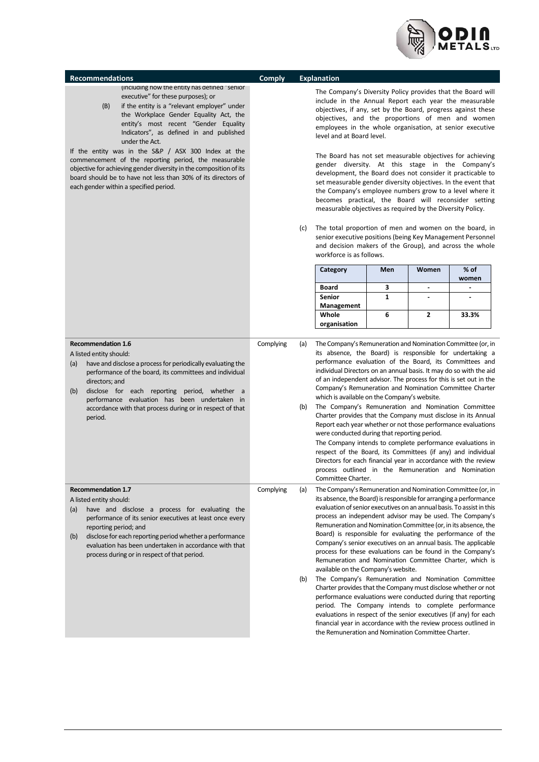| Recommendations | Comply | Explanation |
|---|---|---|
| (including how the entity has defined "senior executive" for these purposes); or<br>(B) if the entity is a "relevant employer" under the Workplace Gender Equality Act, the entity's most recent "Gender Equality Indicators", as defined in and published under the Act.<br><br>If the entity was in the S&P / ASX 300 Index at the commencement of the reporting period, the measurable objective for achieving gender diversity in the composition of its board should be to have not less than 30% of its directors of each gender within a specified period. | | The Company's Diversity Policy provides that the Board will include in the Annual Report each year the measurable objectives, if any, set by the Board, progress against these objectives, and the proportions of men and women employees in the whole organisation, at senior executive level and at Board level.<br><br>The Board has not set measurable objectives for achieving gender diversity. At this stage in the Company's development, the Board does not consider it practicable to set measurable gender diversity objectives. In the event that the Company's employee numbers grow to a level where it becomes practical, the Board will reconsider setting measurable objectives as required by the Diversity Policy.<br><br>(c) The total proportion of men and women on the board, in senior executive positions (being Key Management Personnel and decision makers of the Group), and across the whole workforce is as follows. |

| Category | Men | Women | % of women |
|---|---|---|---|
| Board | 3 | - | - |
| Senior Management | 1 | - | - |
| Whole organisation | 6 | 2 | 33.3% |

| Recommendations | Comply | Explanation |
|---|---|---|
| **Recommendation 1.6**<br>A listed entity should:<br>(a) have and disclose a process for periodically evaluating the performance of the board, its committees and individual directors; and<br>(b) disclose for each reporting period, whether a performance evaluation has been undertaken in accordance with that process during or in respect of that period. | Complying | (a) The Company's Remuneration and Nomination Committee (or, in its absence, the Board) is responsible for undertaking a performance evaluation of the Board, its Committees and individual Directors on an annual basis. It may do so with the aid of an independent advisor. The process for this is set out in the Company's Remuneration and Nomination Committee Charter which is available on the Company's website.<br>(b) The Company's Remuneration and Nomination Committee Charter provides that the Company must disclose in its Annual Report each year whether or not those performance evaluations were conducted during that reporting period.<br>The Company intends to complete performance evaluations in respect of the Board, its Committees (if any) and individual Directors for each financial year in accordance with the review process outlined in the Remuneration and Nomination Committee Charter. |
| **Recommendation 1.7**<br>A listed entity should:<br>(a) have and disclose a process for evaluating the performance of its senior executives at least once every reporting period; and<br>(b) disclose for each reporting period whether a performance evaluation has been undertaken in accordance with that process during or in respect of that period. | Complying | (a) The Company's Remuneration and Nomination Committee (or, in its absence, the Board) is responsible for arranging a performance evaluation of senior executives on an annual basis. To assist in this process an independent advisor may be used. The Company's Remuneration and Nomination Committee (or, in its absence, the Board) is responsible for evaluating the performance of the Company's senior executives on an annual basis. The applicable process for these evaluations can be found in the Company's Remuneration and Nomination Committee Charter, which is available on the Company's website.<br>(b) The Company's Remuneration and Nomination Committee Charter provides that the Company must disclose whether or not performance evaluations were conducted during that reporting period. The Company intends to complete performance evaluations in respect of the senior executives (if any) for each financial year in accordance with the review process outlined in the Remuneration and Nomination Committee Charter. |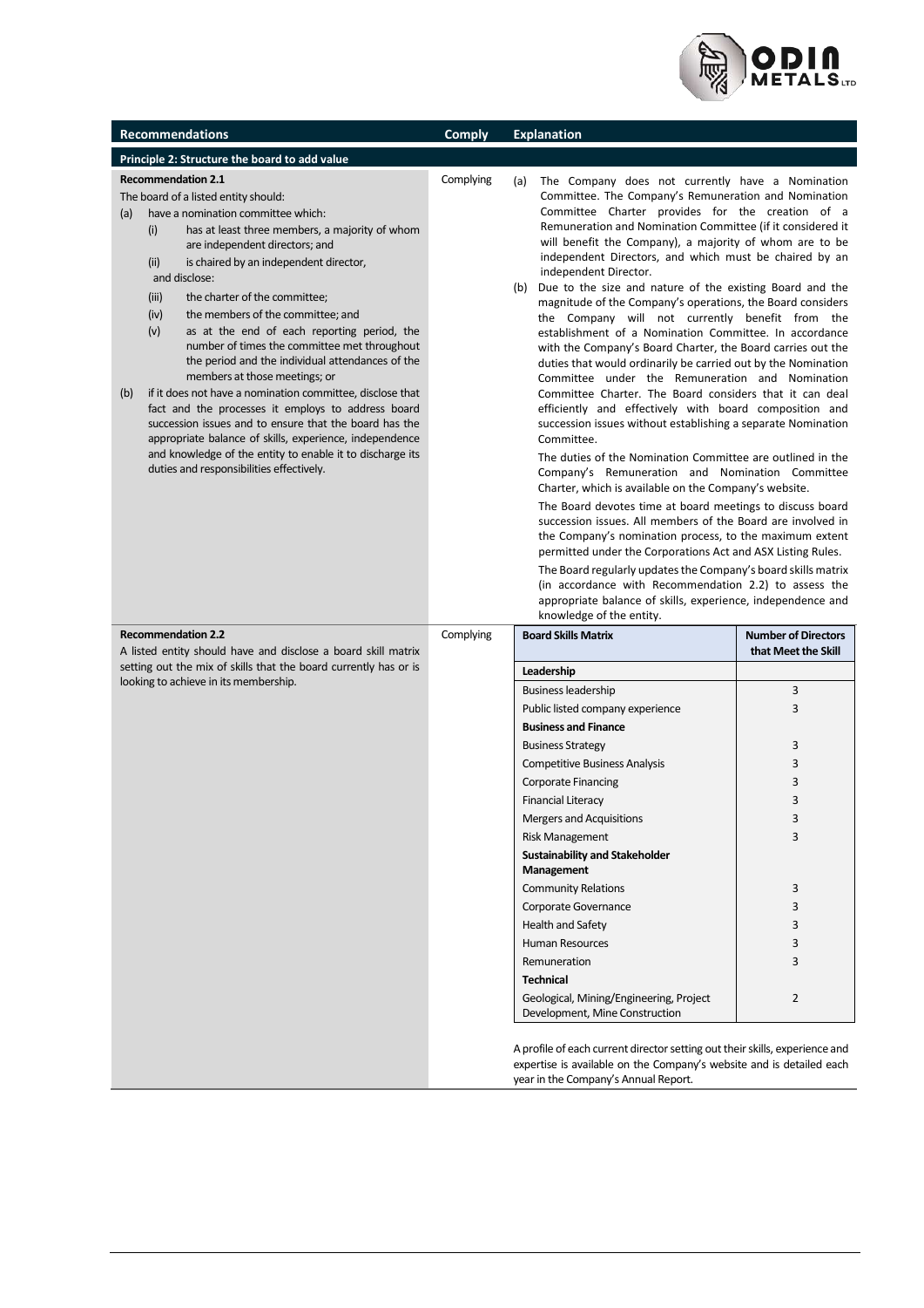| Recommendations | Comply | Explanation |
|---|---|---|
| **Principle 2: Structure the board to add value** | | |
| **Recommendation 2.1**<br>The board of a listed entity should:<br>(a) have a nomination committee which:<br>(i) has at least three members, a majority of whom are independent directors; and<br>(ii) is chaired by an independent director,<br>and disclose:<br>(iii) the charter of the committee;<br>(iv) the members of the committee; and<br>(v) as at the end of each reporting period, the number of times the committee met throughout the period and the individual attendances of the members at those meetings; or<br>(b) if it does not have a nomination committee, disclose that fact and the processes it employs to address board succession issues and to ensure that the board has the appropriate balance of skills, experience, independence and knowledge of the entity to enable it to discharge its duties and responsibilities effectively. | Complying | (a) The Company does not currently have a Nomination Committee. The Company's Remuneration and Nomination Committee Charter provides for the creation of a Remuneration and Nomination Committee (if it considered it will benefit the Company), a majority of whom are to be independent Directors, and which must be chaired by an independent Director.<br>(b) Due to the size and nature of the existing Board and the magnitude of the Company's operations, the Board considers the Company will not currently benefit from the establishment of a Nomination Committee. In accordance with the Company's Board Charter, the Board carries out the duties that would ordinarily be carried out by the Nomination Committee under the Remuneration and Nomination Committee Charter. The Board considers that it can deal efficiently and effectively with board composition and succession issues without establishing a separate Nomination Committee.<br>The duties of the Nomination Committee are outlined in the Company's Remuneration and Nomination Committee Charter, which is available on the Company's website.<br>The Board devotes time at board meetings to discuss board succession issues. All members of the Board are involved in the Company's nomination process, to the maximum extent permitted under the Corporations Act and ASX Listing Rules.<br>The Board regularly updates the Company's board skills matrix (in accordance with Recommendation 2.2) to assess the appropriate balance of skills, experience, independence and knowledge of the entity. |
| **Recommendation 2.2**<br>A listed entity should have and disclose a board skill matrix setting out the mix of skills that the board currently has or is looking to achieve in its membership. | Complying | See Board Skills Matrix below.<br>A profile of each current director setting out their skills, experience and expertise is available on the Company's website and is detailed each year in the Company's Annual Report. |

| Board Skills Matrix | Number of Directors that Meet the Skill |
|---|---|
| **Leadership** | |
| Business leadership | 3 |
| Public listed company experience | 3 |
| **Business and Finance** | |
| Business Strategy | 3 |
| Competitive Business Analysis | 3 |
| Corporate Financing | 3 |
| Financial Literacy | 3 |
| Mergers and Acquisitions | 3 |
| Risk Management | 3 |
| **Sustainability and Stakeholder Management** | |
| Community Relations | 3 |
| Corporate Governance | 3 |
| Health and Safety | 3 |
| Human Resources | 3 |
| Remuneration | 3 |
| **Technical** | |
| Geological, Mining/Engineering, Project Development, Mine Construction | 2 |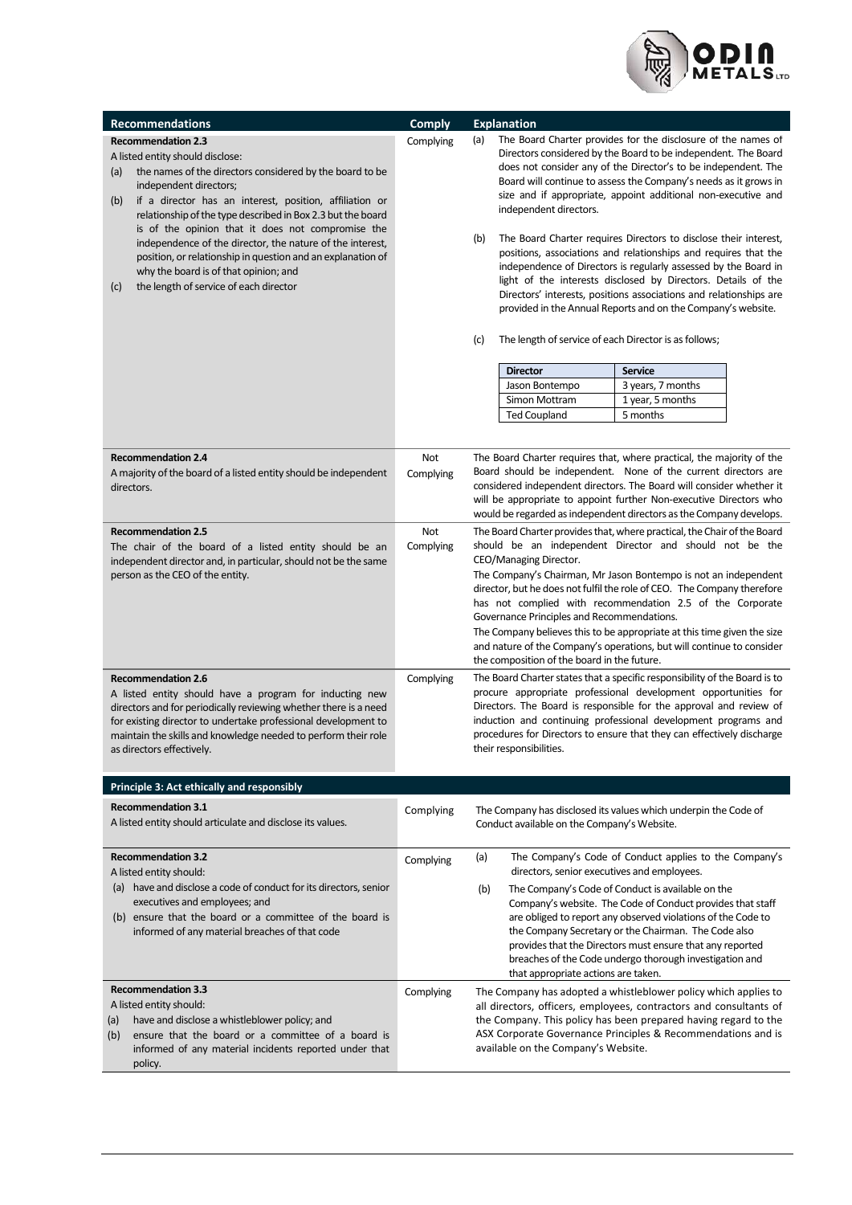| Recommendations | Comply | Explanation |
|---|---|---|
| **Recommendation 2.3**<br>A listed entity should disclose:<br>(a) the names of the directors considered by the board to be independent directors;<br>(b) if a director has an interest, position, affiliation or relationship of the type described in Box 2.3 but the board is of the opinion that it does not compromise the independence of the director, the nature of the interest, position, or relationship in question and an explanation of why the board is of that opinion; and<br>(c) the length of service of each director | Complying | (a) The Board Charter provides for the disclosure of the names of Directors considered by the Board to be independent. The Board does not consider any of the Director's to be independent. The Board will continue to assess the Company's needs as it grows in size and if appropriate, appoint additional non-executive and independent directors.<br>(b) The Board Charter requires Directors to disclose their interest, positions, associations and relationships and requires that the independence of Directors is regularly assessed by the Board in light of the interests disclosed by Directors. Details of the Directors' interests, positions associations and relationships are provided in the Annual Reports and on the Company's website.<br>(c) The length of service of each Director is as follows;<br>**Director** – **Service**<br>Jason Bontempo – 3 years, 7 months<br>Simon Mottram – 1 year, 5 months<br>Ted Coupland – 5 months |
| **Recommendation 2.4**<br>A majority of the board of a listed entity should be independent directors. | Not Complying | The Board Charter requires that, where practical, the majority of the Board should be independent. None of the current directors are considered independent directors. The Board will consider whether it will be appropriate to appoint further Non-executive Directors who would be regarded as independent directors as the Company develops. |
| **Recommendation 2.5**<br>The chair of the board of a listed entity should be an independent director and, in particular, should not be the same person as the CEO of the entity. | Not Complying | The Board Charter provides that, where practical, the Chair of the Board should be an independent Director and should not be the CEO/Managing Director.<br>The Company's Chairman, Mr Jason Bontempo is not an independent director, but he does not fulfil the role of CEO. The Company therefore has not complied with recommendation 2.5 of the Corporate Governance Principles and Recommendations.<br>The Company believes this to be appropriate at this time given the size and nature of the Company's operations, but will continue to consider the composition of the board in the future. |
| **Recommendation 2.6**<br>A listed entity should have a program for inducting new directors and for periodically reviewing whether there is a need for existing director to undertake professional development to maintain the skills and knowledge needed to perform their role as directors effectively. | Complying | The Board Charter states that a specific responsibility of the Board is to procure appropriate professional development opportunities for Directors. The Board is responsible for the approval and review of induction and continuing professional development programs and procedures for Directors to ensure that they can effectively discharge their responsibilities. |
| **Principle 3: Act ethically and responsibly** | | |
| **Recommendation 3.1**<br>A listed entity should articulate and disclose its values. | Complying | The Company has disclosed its values which underpin the Code of Conduct available on the Company's Website. |
| **Recommendation 3.2**<br>A listed entity should:<br>(a) have and disclose a code of conduct for its directors, senior executives and employees; and<br>(b) ensure that the board or a committee of the board is informed of any material breaches of that code | Complying | (a) The Company's Code of Conduct applies to the Company's directors, senior executives and employees.<br>(b) The Company's Code of Conduct is available on the Company's website. The Code of Conduct provides that staff are obliged to report any observed violations of the Code to the Company Secretary or the Chairman. The Code also provides that the Directors must ensure that any reported breaches of the Code undergo thorough investigation and that appropriate actions are taken. |
| **Recommendation 3.3**<br>A listed entity should:<br>(a) have and disclose a whistleblower policy; and<br>(b) ensure that the board or a committee of a board is informed of any material incidents reported under that policy. | Complying | The Company has adopted a whistleblower policy which applies to all directors, officers, employees, contractors and consultants of the Company. This policy has been prepared having regard to the ASX Corporate Governance Principles & Recommendations and is available on the Company's Website. |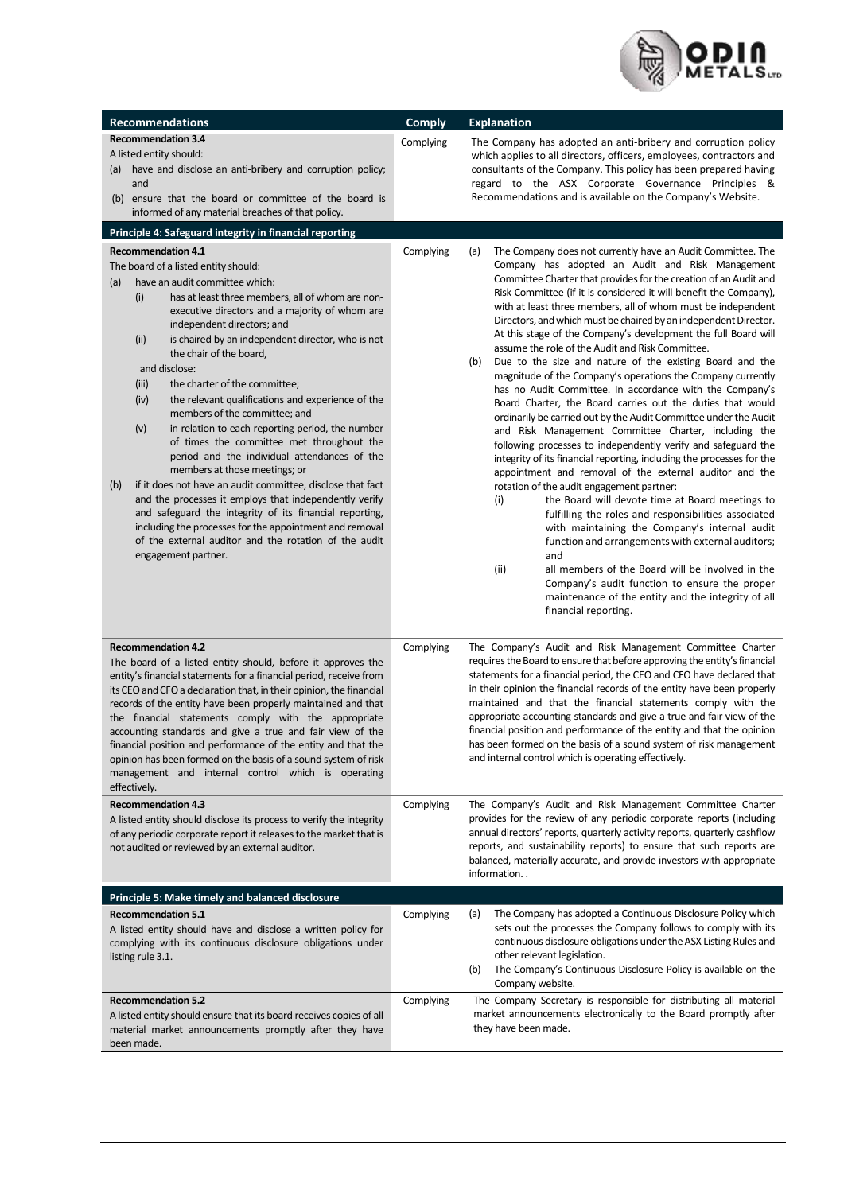| Recommendations | Comply | Explanation |
|---|---|---|
| **Recommendation 3.4**<br>A listed entity should:<br>(a) have and disclose an anti-bribery and corruption policy; and<br>(b) ensure that the board or committee of the board is informed of any material breaches of that policy. | Complying | The Company has adopted an anti-bribery and corruption policy which applies to all directors, officers, employees, contractors and consultants of the Company. This policy has been prepared having regard to the ASX Corporate Governance Principles & Recommendations and is available on the Company's Website. |
| **Principle 4: Safeguard integrity in financial reporting** | | |
| **Recommendation 4.1**<br>The board of a listed entity should:<br>(a) have an audit committee which:<br>(i) has at least three members, all of whom are non-executive directors and a majority of whom are independent directors; and<br>(ii) is chaired by an independent director, who is not the chair of the board,<br>and disclose:<br>(iii) the charter of the committee;<br>(iv) the relevant qualifications and experience of the members of the committee; and<br>(v) in relation to each reporting period, the number of times the committee met throughout the period and the individual attendances of the members at those meetings; or<br>(b) if it does not have an audit committee, disclose that fact and the processes it employs that independently verify and safeguard the integrity of its financial reporting, including the processes for the appointment and removal of the external auditor and the rotation of the audit engagement partner. | Complying | (a) The Company does not currently have an Audit Committee. The Company has adopted an Audit and Risk Management Committee Charter that provides for the creation of an Audit and Risk Committee (if it is considered it will benefit the Company), with at least three members, all of whom must be independent Directors, and which must be chaired by an independent Director. At this stage of the Company's development the full Board will assume the role of the Audit and Risk Committee.<br>(b) Due to the size and nature of the existing Board and the magnitude of the Company's operations the Company currently has no Audit Committee. In accordance with the Company's Board Charter, the Board carries out the duties that would ordinarily be carried out by the Audit Committee under the Audit and Risk Management Committee Charter, including the following processes to independently verify and safeguard the integrity of its financial reporting, including the processes for the appointment and removal of the external auditor and the rotation of the audit engagement partner:<br>(i) the Board will devote time at Board meetings to fulfilling the roles and responsibilities associated with maintaining the Company's internal audit function and arrangements with external auditors; and<br>(ii) all members of the Board will be involved in the Company's audit function to ensure the proper maintenance of the entity and the integrity of all financial reporting. |
| **Recommendation 4.2**<br>The board of a listed entity should, before it approves the entity's financial statements for a financial period, receive from its CEO and CFO a declaration that, in their opinion, the financial records of the entity have been properly maintained and that the financial statements comply with the appropriate accounting standards and give a true and fair view of the financial position and performance of the entity and that the opinion has been formed on the basis of a sound system of risk management and internal control which is operating effectively. | Complying | The Company's Audit and Risk Management Committee Charter requires the Board to ensure that before approving the entity's financial statements for a financial period, the CEO and CFO have declared that in their opinion the financial records of the entity have been properly maintained and that the financial statements comply with the appropriate accounting standards and give a true and fair view of the financial position and performance of the entity and that the opinion has been formed on the basis of a sound system of risk management and internal control which is operating effectively. |
| **Recommendation 4.3**<br>A listed entity should disclose its process to verify the integrity of any periodic corporate report it releases to the market that is not audited or reviewed by an external auditor. | Complying | The Company's Audit and Risk Management Committee Charter provides for the review of any periodic corporate reports (including annual directors' reports, quarterly activity reports, quarterly cashflow reports, and sustainability reports) to ensure that such reports are balanced, materially accurate, and provide investors with appropriate information. . |
| **Principle 5: Make timely and balanced disclosure** | | |
| **Recommendation 5.1**<br>A listed entity should have and disclose a written policy for complying with its continuous disclosure obligations under listing rule 3.1. | Complying | (a) The Company has adopted a Continuous Disclosure Policy which sets out the processes the Company follows to comply with its continuous disclosure obligations under the ASX Listing Rules and other relevant legislation.<br>(b) The Company's Continuous Disclosure Policy is available on the Company website. |
| **Recommendation 5.2**<br>A listed entity should ensure that its board receives copies of all material market announcements promptly after they have been made. | Complying | The Company Secretary is responsible for distributing all material market announcements electronically to the Board promptly after they have been made. |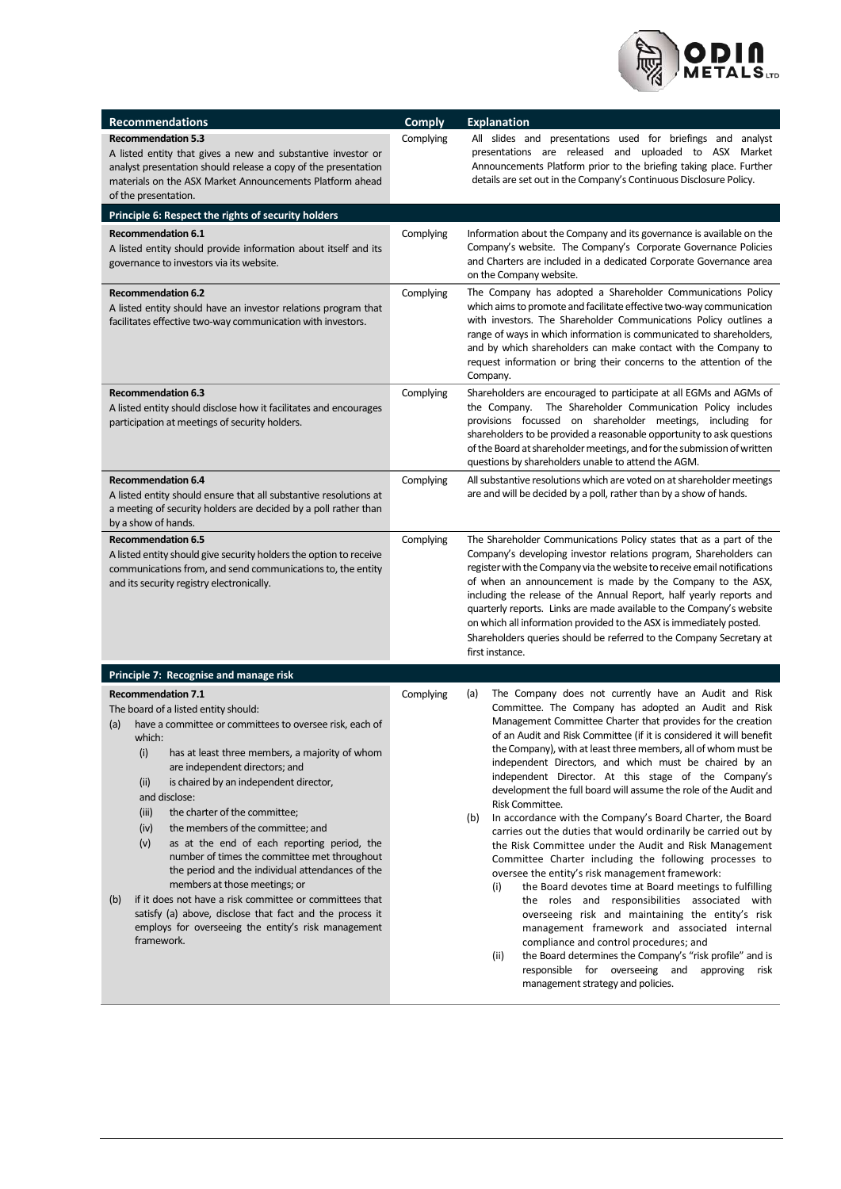| Recommendations | Comply | Explanation |
|---|---|---|
| **Recommendation 5.3**<br>A listed entity that gives a new and substantive investor or analyst presentation should release a copy of the presentation materials on the ASX Market Announcements Platform ahead of the presentation. | Complying | All slides and presentations used for briefings and analyst presentations are released and uploaded to ASX Market Announcements Platform prior to the briefing taking place. Further details are set out in the Company's Continuous Disclosure Policy. |
| **Principle 6: Respect the rights of security holders** | | |
| **Recommendation 6.1**<br>A listed entity should provide information about itself and its governance to investors via its website. | Complying | Information about the Company and its governance is available on the Company's website. The Company's Corporate Governance Policies and Charters are included in a dedicated Corporate Governance area on the Company website. |
| **Recommendation 6.2**<br>A listed entity should have an investor relations program that facilitates effective two-way communication with investors. | Complying | The Company has adopted a Shareholder Communications Policy which aims to promote and facilitate effective two-way communication with investors. The Shareholder Communications Policy outlines a range of ways in which information is communicated to shareholders, and by which shareholders can make contact with the Company to request information or bring their concerns to the attention of the Company. |
| **Recommendation 6.3**<br>A listed entity should disclose how it facilitates and encourages participation at meetings of security holders. | Complying | Shareholders are encouraged to participate at all EGMs and AGMs of the Company. The Shareholder Communication Policy includes provisions focussed on shareholder meetings, including for shareholders to be provided a reasonable opportunity to ask questions of the Board at shareholder meetings, and for the submission of written questions by shareholders unable to attend the AGM. |
| **Recommendation 6.4**<br>A listed entity should ensure that all substantive resolutions at a meeting of security holders are decided by a poll rather than by a show of hands. | Complying | All substantive resolutions which are voted on at shareholder meetings are and will be decided by a poll, rather than by a show of hands. |
| **Recommendation 6.5**<br>A listed entity should give security holders the option to receive communications from, and send communications to, the entity and its security registry electronically. | Complying | The Shareholder Communications Policy states that as a part of the Company's developing investor relations program, Shareholders can register with the Company via the website to receive email notifications of when an announcement is made by the Company to the ASX, including the release of the Annual Report, half yearly reports and quarterly reports. Links are made available to the Company's website on which all information provided to the ASX is immediately posted.<br>Shareholders queries should be referred to the Company Secretary at first instance. |
| **Principle 7: Recognise and manage risk** | | |
| **Recommendation 7.1**<br>The board of a listed entity should:<br>(a) have a committee or committees to oversee risk, each of which:<br>(i) has at least three members, a majority of whom are independent directors; and<br>(ii) is chaired by an independent director,<br>and disclose:<br>(iii) the charter of the committee;<br>(iv) the members of the committee; and<br>(v) as at the end of each reporting period, the number of times the committee met throughout the period and the individual attendances of the members at those meetings; or<br>(b) if it does not have a risk committee or committees that satisfy (a) above, disclose that fact and the process it employs for overseeing the entity's risk management framework. | Complying | (a) The Company does not currently have an Audit and Risk Committee. The Company has adopted an Audit and Risk Management Committee Charter that provides for the creation of an Audit and Risk Committee (if it is considered it will benefit the Company), with at least three members, all of whom must be independent Directors, and which must be chaired by an independent Director. At this stage of the Company's development the full board will assume the role of the Audit and Risk Committee.<br>(b) In accordance with the Company's Board Charter, the Board carries out the duties that would ordinarily be carried out by the Risk Committee under the Audit and Risk Management Committee Charter including the following processes to oversee the entity's risk management framework:<br>(i) the Board devotes time at Board meetings to fulfilling the roles and responsibilities associated with overseeing risk and maintaining the entity's risk management framework and associated internal compliance and control procedures; and<br>(ii) the Board determines the Company's "risk profile" and is responsible for overseeing and approving risk management strategy and policies. |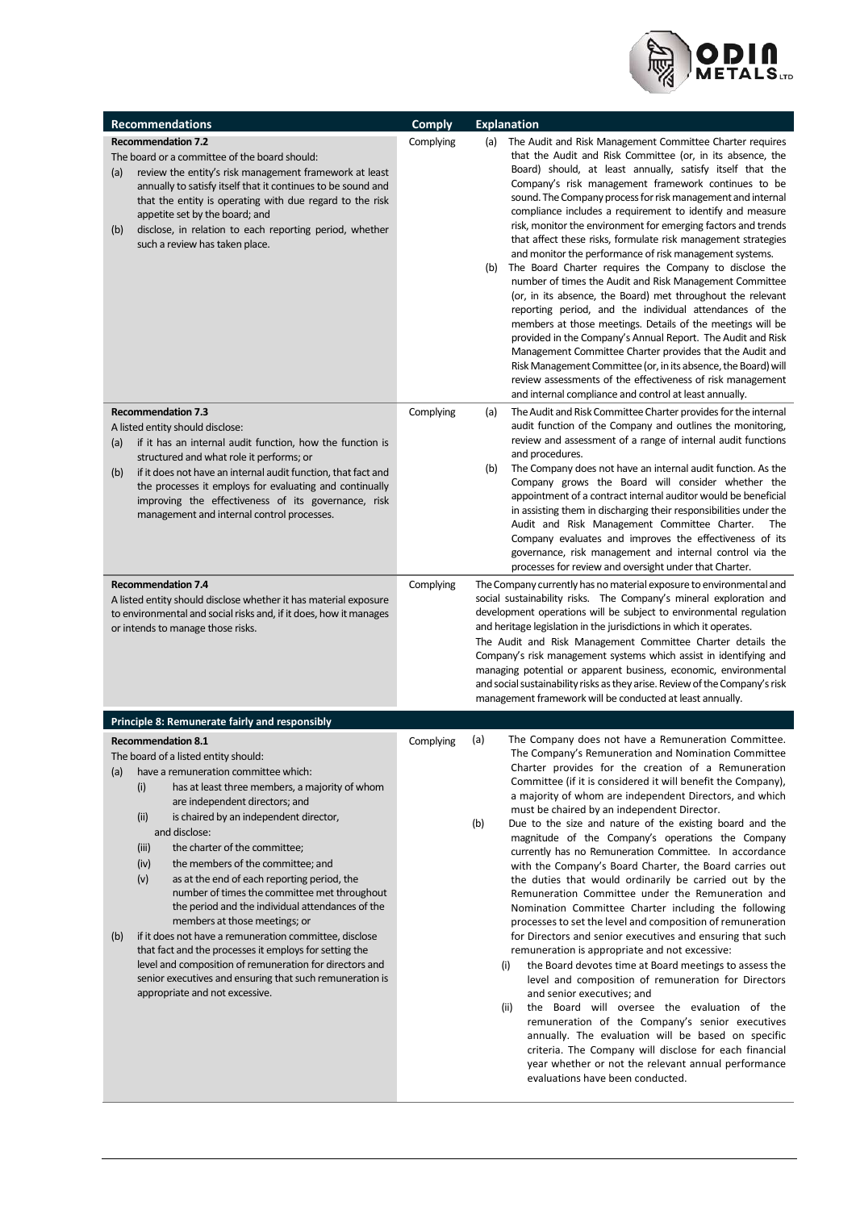| Recommendations | Comply | Explanation |
|---|---|---|
| **Recommendation 7.2**<br>The board or a committee of the board should:<br>(a) review the entity's risk management framework at least annually to satisfy itself that it continues to be sound and that the entity is operating with due regard to the risk appetite set by the board; and<br>(b) disclose, in relation to each reporting period, whether such a review has taken place. | Complying | (a) The Audit and Risk Management Committee Charter requires that the Audit and Risk Committee (or, in its absence, the Board) should, at least annually, satisfy itself that the Company's risk management framework continues to be sound. The Company process for risk management and internal compliance includes a requirement to identify and measure risk, monitor the environment for emerging factors and trends that affect these risks, formulate risk management strategies and monitor the performance of risk management systems.<br>(b) The Board Charter requires the Company to disclose the number of times the Audit and Risk Management Committee (or, in its absence, the Board) met throughout the relevant reporting period, and the individual attendances of the members at those meetings. Details of the meetings will be provided in the Company's Annual Report. The Audit and Risk Management Committee Charter provides that the Audit and Risk Management Committee (or, in its absence, the Board) will review assessments of the effectiveness of risk management and internal compliance and control at least annually. |
| **Recommendation 7.3**<br>A listed entity should disclose:<br>(a) if it has an internal audit function, how the function is structured and what role it performs; or<br>(b) if it does not have an internal audit function, that fact and the processes it employs for evaluating and continually improving the effectiveness of its governance, risk management and internal control processes. | Complying | (a) The Audit and Risk Committee Charter provides for the internal audit function of the Company and outlines the monitoring, review and assessment of a range of internal audit functions and procedures.<br>(b) The Company does not have an internal audit function. As the Company grows the Board will consider whether the appointment of a contract internal auditor would be beneficial in assisting them in discharging their responsibilities under the Audit and Risk Management Committee Charter. The Company evaluates and improves the effectiveness of its governance, risk management and internal control via the processes for review and oversight under that Charter. |
| **Recommendation 7.4**<br>A listed entity should disclose whether it has material exposure to environmental and social risks and, if it does, how it manages or intends to manage those risks. | Complying | The Company currently has no material exposure to environmental and social sustainability risks. The Company's mineral exploration and development operations will be subject to environmental regulation and heritage legislation in the jurisdictions in which it operates.<br>The Audit and Risk Management Committee Charter details the Company's risk management systems which assist in identifying and managing potential or apparent business, economic, environmental and social sustainability risks as they arise. Review of the Company's risk management framework will be conducted at least annually. |
| **Principle 8: Remunerate fairly and responsibly** | | |
| **Recommendation 8.1**<br>The board of a listed entity should:<br>(a) have a remuneration committee which:<br>(i) has at least three members, a majority of whom are independent directors; and<br>(ii) is chaired by an independent director,<br>and disclose:<br>(iii) the charter of the committee;<br>(iv) the members of the committee; and<br>(v) as at the end of each reporting period, the number of times the committee met throughout the period and the individual attendances of the members at those meetings; or<br>(b) if it does not have a remuneration committee, disclose that fact and the processes it employs for setting the level and composition of remuneration for directors and senior executives and ensuring that such remuneration is appropriate and not excessive. | Complying | (a) The Company does not have a Remuneration Committee. The Company's Remuneration and Nomination Committee Charter provides for the creation of a Remuneration Committee (if it is considered it will benefit the Company), a majority of whom are independent Directors, and which must be chaired by an independent Director.<br>(b) Due to the size and nature of the existing board and the magnitude of the Company's operations the Company currently has no Remuneration Committee. In accordance with the Company's Board Charter, the Board carries out the duties that would ordinarily be carried out by the Remuneration Committee under the Remuneration and Nomination Committee Charter including the following processes to set the level and composition of remuneration for Directors and senior executives and ensuring that such remuneration is appropriate and not excessive:<br>(i) the Board devotes time at Board meetings to assess the level and composition of remuneration for Directors and senior executives; and<br>(ii) the Board will oversee the evaluation of the remuneration of the Company's senior executives annually. The evaluation will be based on specific criteria. The Company will disclose for each financial year whether or not the relevant annual performance evaluations have been conducted. |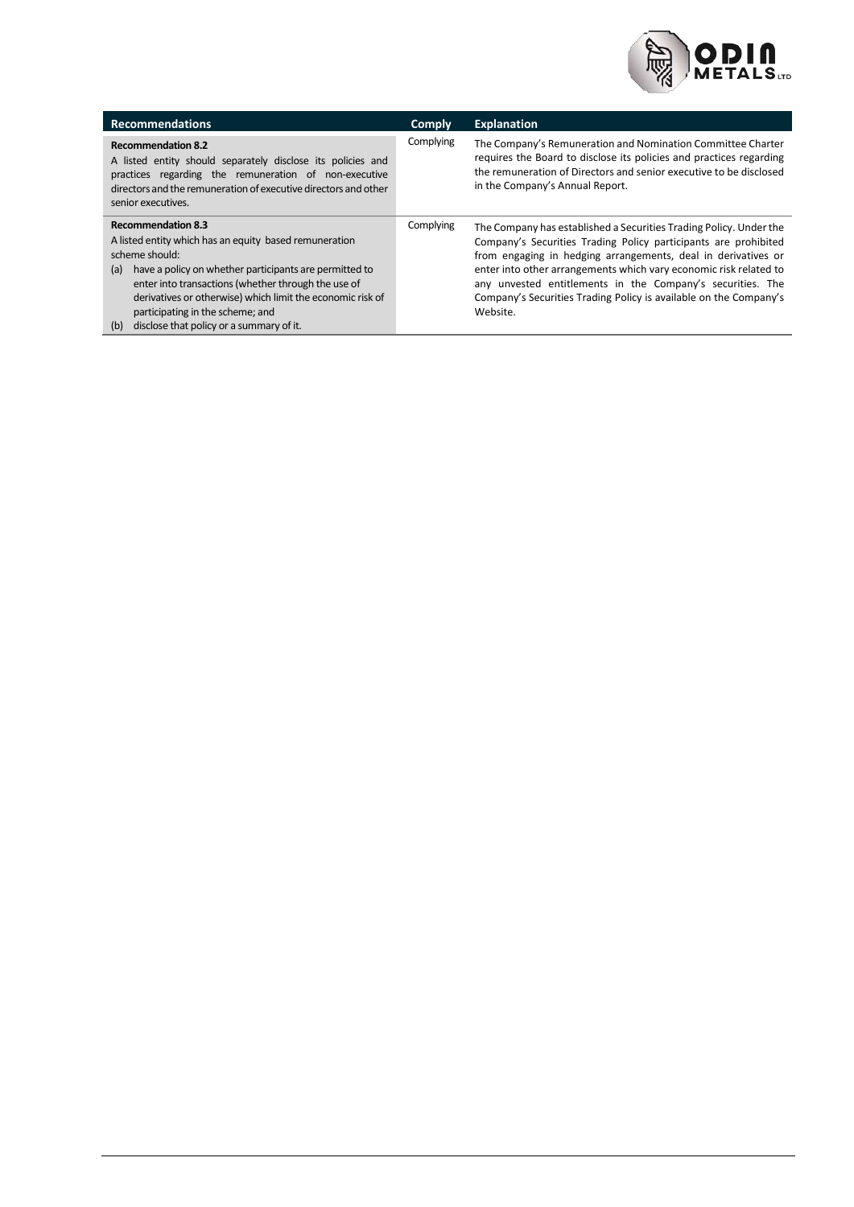| Recommendations | Comply | Explanation |
|---|---|---|
| **Recommendation 8.2**<br>A listed entity should separately disclose its policies and practices regarding the remuneration of non-executive directors and the remuneration of executive directors and other senior executives. | Complying | The Company's Remuneration and Nomination Committee Charter requires the Board to disclose its policies and practices regarding the remuneration of Directors and senior executive to be disclosed in the Company's Annual Report. |
| **Recommendation 8.3**<br>A listed entity which has an equity based remuneration scheme should:<br>(a) have a policy on whether participants are permitted to enter into transactions (whether through the use of derivatives or otherwise) which limit the economic risk of participating in the scheme; and<br>(b) disclose that policy or a summary of it. | Complying | The Company has established a Securities Trading Policy. Under the Company's Securities Trading Policy participants are prohibited from engaging in hedging arrangements, deal in derivatives or enter into other arrangements which vary economic risk related to any unvested entitlements in the Company's securities. The Company's Securities Trading Policy is available on the Company's Website. |